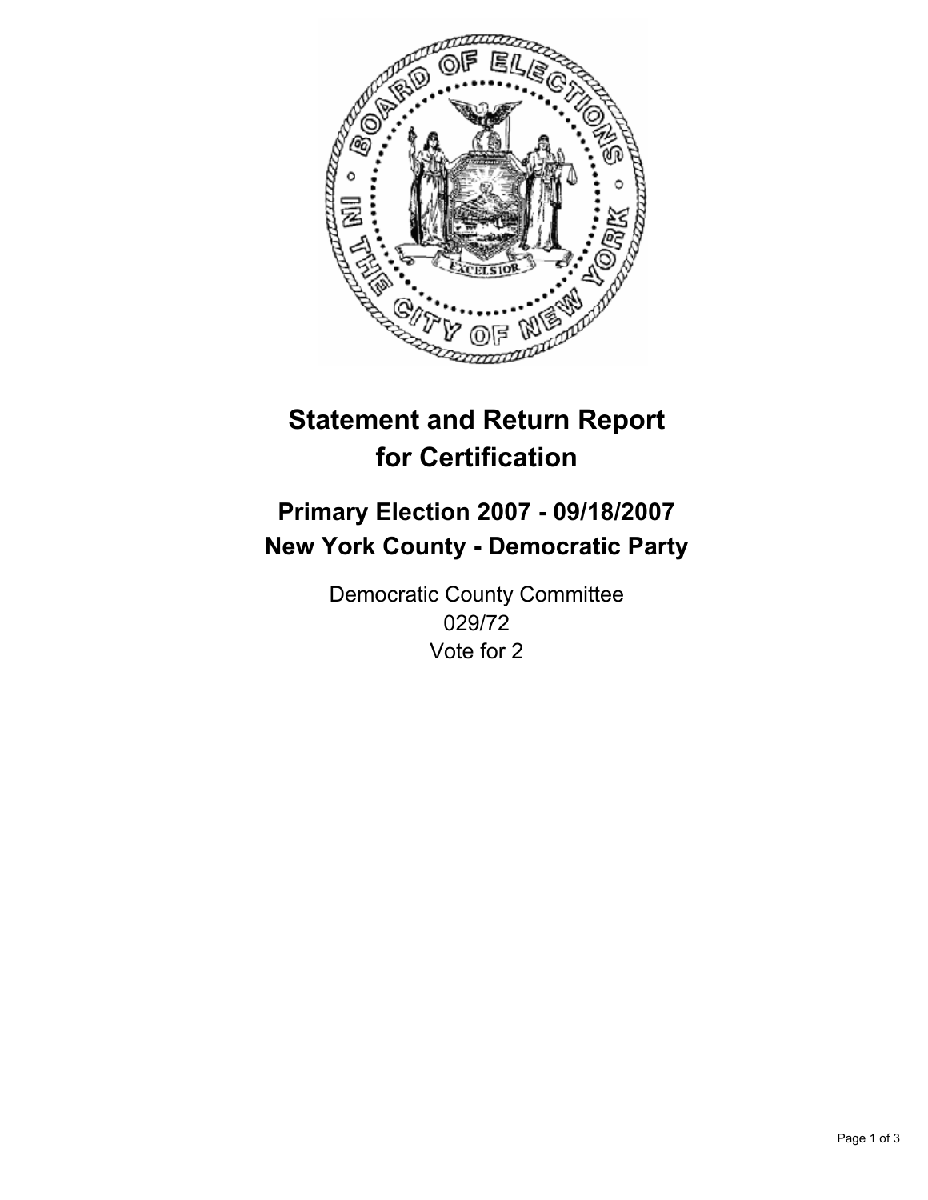# Statement and Return Report for Certification

## Primary Election 2007 - 09/18/2007
## New York County - Democratic Party

Democratic County Committee
029/72
Vote for 2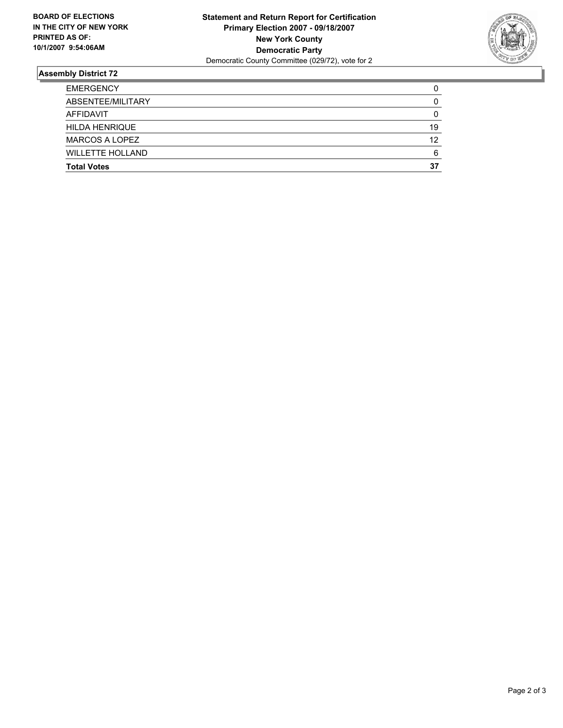**BOARD OF ELECTIONS**
**IN THE CITY OF NEW YORK**
**PRINTED AS OF:**
**10/1/2007 9:54:06AM**

**Statement and Return Report for Certification**
**Primary Election 2007 - 09/18/2007**
**New York County**
**Democratic Party**
Democratic County Committee (029/72), vote for 2

## Assembly District 72

| | |
|---|---|
| EMERGENCY | 0 |
| ABSENTEE/MILITARY | 0 |
| AFFIDAVIT | 0 |
| HILDA HENRIQUE | 19 |
| MARCOS A LOPEZ | 12 |
| WILLETTE HOLLAND | 6 |
| **Total Votes** | **37** |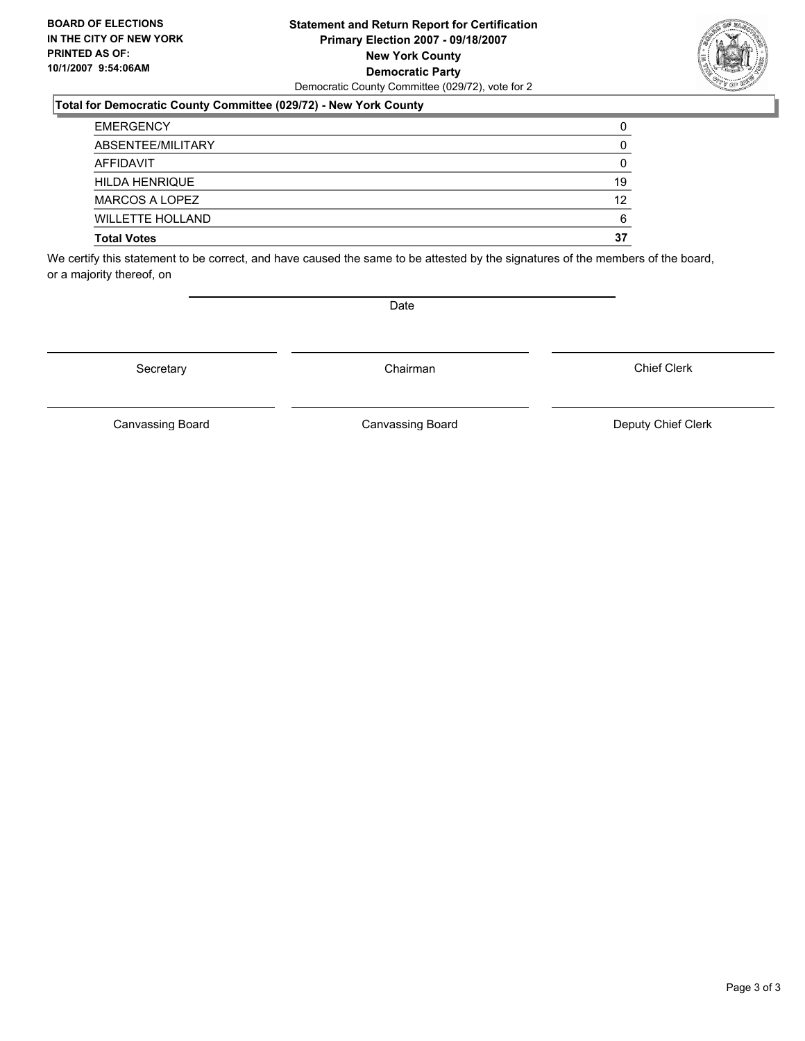**BOARD OF ELECTIONS IN THE CITY OF NEW YORK PRINTED AS OF: 10/1/2007 9:54:06AM**

**Statement and Return Report for Certification**
**Primary Election 2007 - 09/18/2007**
**New York County**
**Democratic Party**
Democratic County Committee (029/72), vote for 2

### Total for Democratic County Committee (029/72) - New York County

| | |
|---|---|
| EMERGENCY | 0 |
| ABSENTEE/MILITARY | 0 |
| AFFIDAVIT | 0 |
| HILDA HENRIQUE | 19 |
| MARCOS A LOPEZ | 12 |
| WILLETTE HOLLAND | 6 |
| **Total Votes** | **37** |

We certify this statement to be correct, and have caused the same to be attested by the signatures of the members of the board, or a majority thereof, on

Date

Secretary | Chairman | Chief Clerk

Canvassing Board | Canvassing Board | Deputy Chief Clerk